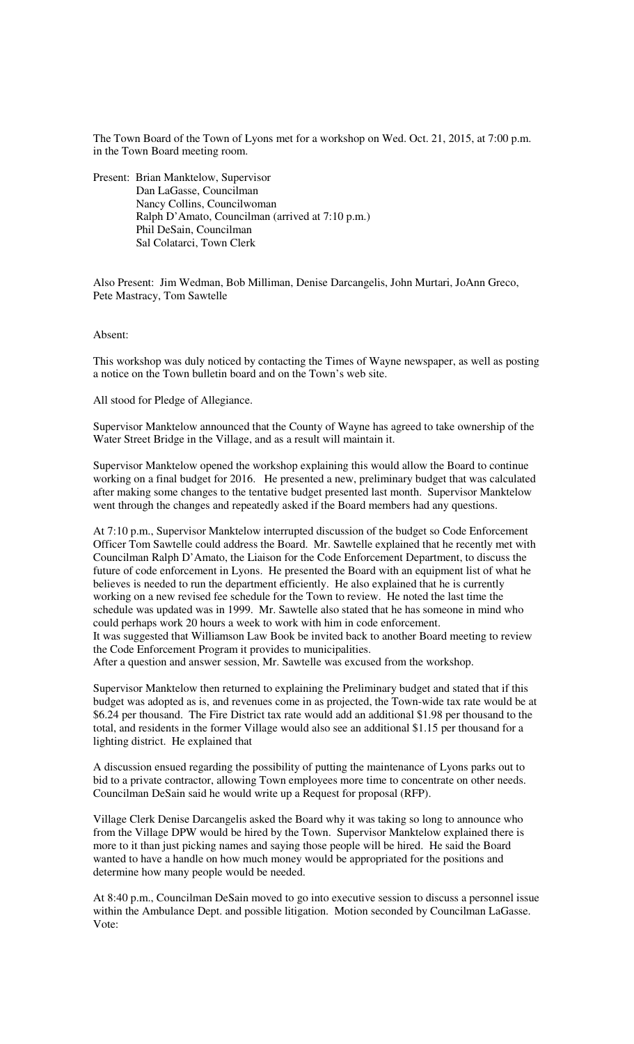The Town Board of the Town of Lyons met for a workshop on Wed. Oct. 21, 2015, at 7:00 p.m. in the Town Board meeting room.

Present: Brian Manktelow, Supervisor
Dan LaGasse, Councilman
Nancy Collins, Councilwoman
Ralph D'Amato, Councilman (arrived at 7:10 p.m.)
Phil DeSain, Councilman
Sal Colatarci, Town Clerk

Also Present: Jim Wedman, Bob Milliman, Denise Darcangelis, John Murtari, JoAnn Greco, Pete Mastracy, Tom Sawtelle

Absent:

This workshop was duly noticed by contacting the Times of Wayne newspaper, as well as posting a notice on the Town bulletin board and on the Town's web site.

All stood for Pledge of Allegiance.

Supervisor Manktelow announced that the County of Wayne has agreed to take ownership of the Water Street Bridge in the Village, and as a result will maintain it.

Supervisor Manktelow opened the workshop explaining this would allow the Board to continue working on a final budget for 2016. He presented a new, preliminary budget that was calculated after making some changes to the tentative budget presented last month. Supervisor Manktelow went through the changes and repeatedly asked if the Board members had any questions.

At 7:10 p.m., Supervisor Manktelow interrupted discussion of the budget so Code Enforcement Officer Tom Sawtelle could address the Board. Mr. Sawtelle explained that he recently met with Councilman Ralph D'Amato, the Liaison for the Code Enforcement Department, to discuss the future of code enforcement in Lyons. He presented the Board with an equipment list of what he believes is needed to run the department efficiently. He also explained that he is currently working on a new revised fee schedule for the Town to review. He noted the last time the schedule was updated was in 1999. Mr. Sawtelle also stated that he has someone in mind who could perhaps work 20 hours a week to work with him in code enforcement.
It was suggested that Williamson Law Book be invited back to another Board meeting to review the Code Enforcement Program it provides to municipalities.
After a question and answer session, Mr. Sawtelle was excused from the workshop.

Supervisor Manktelow then returned to explaining the Preliminary budget and stated that if this budget was adopted as is, and revenues come in as projected, the Town-wide tax rate would be at \$6.24 per thousand. The Fire District tax rate would add an additional \$1.98 per thousand to the total, and residents in the former Village would also see an additional \$1.15 per thousand for a lighting district. He explained that

A discussion ensued regarding the possibility of putting the maintenance of Lyons parks out to bid to a private contractor, allowing Town employees more time to concentrate on other needs. Councilman DeSain said he would write up a Request for proposal (RFP).

Village Clerk Denise Darcangelis asked the Board why it was taking so long to announce who from the Village DPW would be hired by the Town. Supervisor Manktelow explained there is more to it than just picking names and saying those people will be hired. He said the Board wanted to have a handle on how much money would be appropriated for the positions and determine how many people would be needed.

At 8:40 p.m., Councilman DeSain moved to go into executive session to discuss a personnel issue within the Ambulance Dept. and possible litigation. Motion seconded by Councilman LaGasse.
Vote: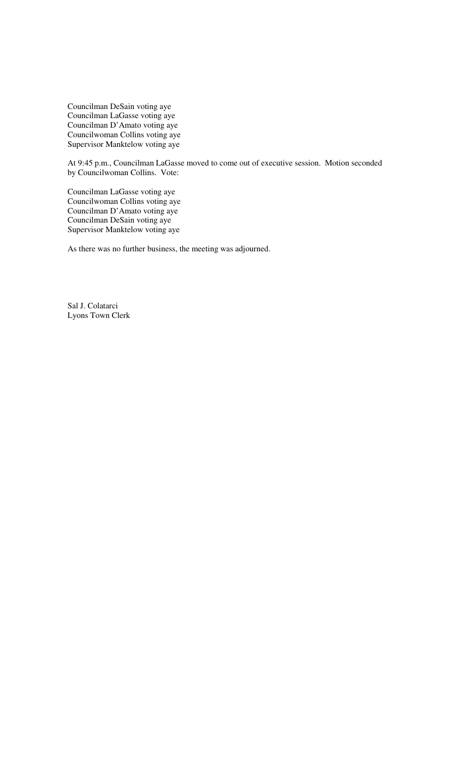Councilman DeSain voting aye
Councilman LaGasse voting aye
Councilman D'Amato voting aye
Councilwoman Collins voting aye
Supervisor Manktelow voting aye

At 9:45 p.m., Councilman LaGasse moved to come out of executive session. Motion seconded by Councilwoman Collins. Vote:

Councilman LaGasse voting aye
Councilwoman Collins voting aye
Councilman D'Amato voting aye
Councilman DeSain voting aye
Supervisor Manktelow voting aye

As there was no further business, the meeting was adjourned.

Sal J. Colatarci
Lyons Town Clerk